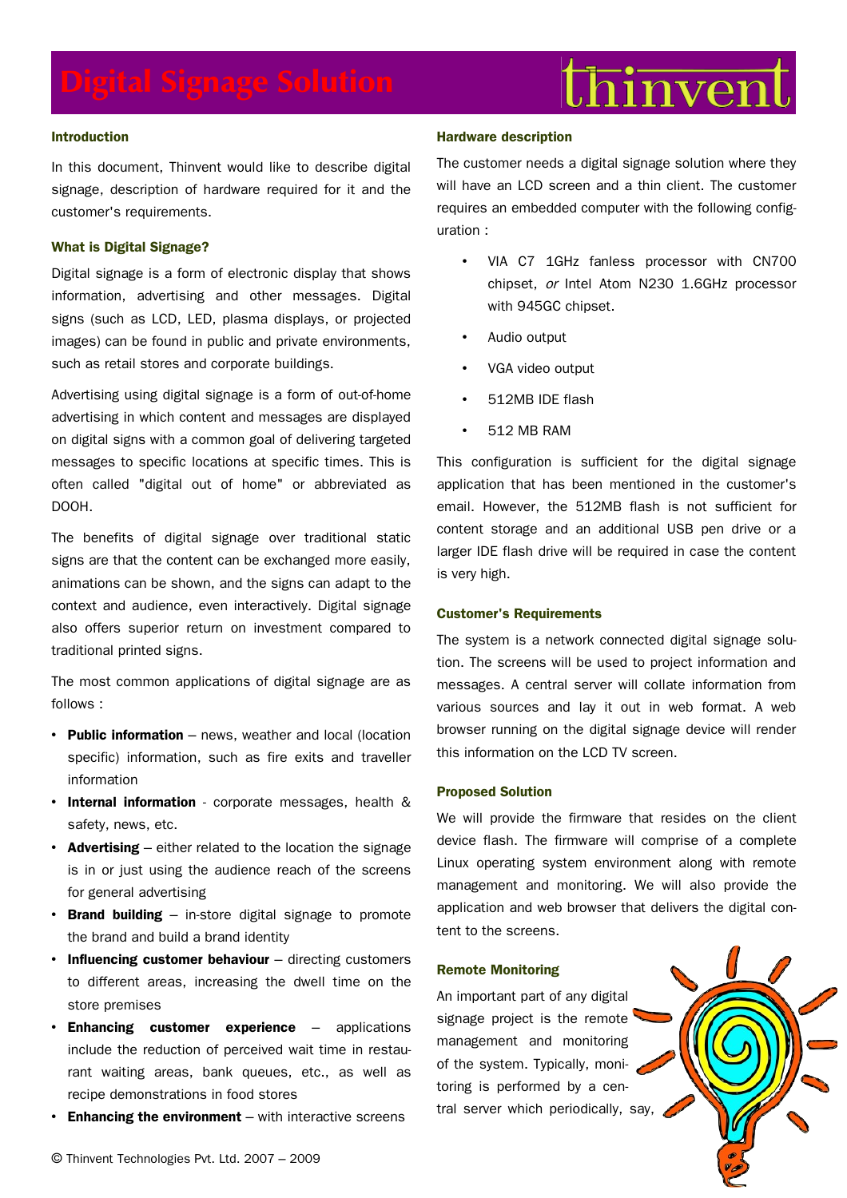# Digital Signage Solution

thinvent

## Introduction

In this document, Thinvent would like to describe digital signage, description of hardware required for it and the customer's requirements.

## What is Digital Signage?

Digital signage is a form of electronic display that shows information, advertising and other messages. Digital signs (such as LCD, LED, plasma displays, or projected images) can be found in public and private environments, such as retail stores and corporate buildings.

Advertising using digital signage is a form of out-of-home advertising in which content and messages are displayed on digital signs with a common goal of delivering targeted messages to specific locations at specific times. This is often called "digital out of home" or abbreviated as DOOH.

The benefits of digital signage over traditional static signs are that the content can be exchanged more easily, animations can be shown, and the signs can adapt to the context and audience, even interactively. Digital signage also offers superior return on investment compared to traditional printed signs.

The most common applications of digital signage are as follows :

- **Public information** – news, weather and local (location specific) information, such as fire exits and traveller information
- **Internal information** - corporate messages, health & safety, news, etc.
- **Advertising** – either related to the location the signage is in or just using the audience reach of the screens for general advertising
- **Brand building** – in-store digital signage to promote the brand and build a brand identity
- **Influencing customer behaviour** – directing customers to different areas, increasing the dwell time on the store premises
- **Enhancing customer experience** – applications include the reduction of perceived wait time in restaurant waiting areas, bank queues, etc., as well as recipe demonstrations in food stores
- **Enhancing the environment** – with interactive screens

## Hardware description

The customer needs a digital signage solution where they will have an LCD screen and a thin client. The customer requires an embedded computer with the following configuration :

- VIA C7 1GHz fanless processor with CN700 chipset, *or* Intel Atom N230 1.6GHz processor with 945GC chipset.
- Audio output
- VGA video output
- 512MB IDE flash
- 512 MB RAM

This configuration is sufficient for the digital signage application that has been mentioned in the customer's email. However, the 512MB flash is not sufficient for content storage and an additional USB pen drive or a larger IDE flash drive will be required in case the content is very high.

## Customer's Requirements

The system is a network connected digital signage solution. The screens will be used to project information and messages. A central server will collate information from various sources and lay it out in web format. A web browser running on the digital signage device will render this information on the LCD TV screen.

## Proposed Solution

We will provide the firmware that resides on the client device flash. The firmware will comprise of a complete Linux operating system environment along with remote management and monitoring. We will also provide the application and web browser that delivers the digital content to the screens.

## Remote Monitoring

An important part of any digital signage project is the remote management and monitoring of the system. Typically, monitoring is performed by a central server which periodically, say,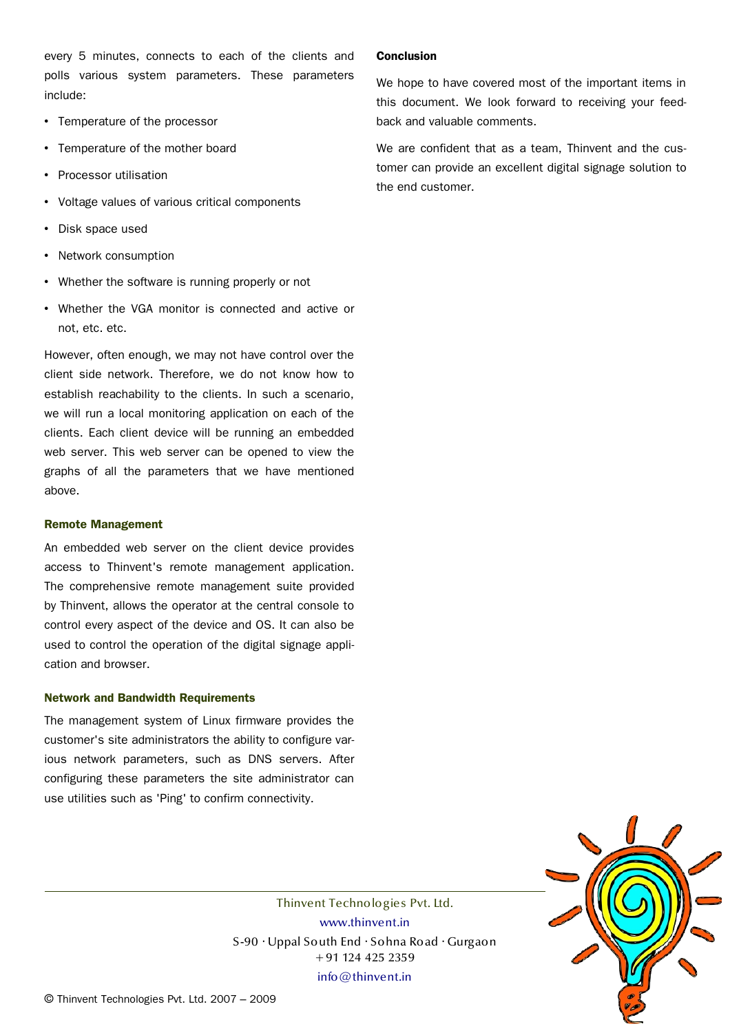every 5 minutes, connects to each of the clients and polls various system parameters. These parameters include:

- Temperature of the processor
- Temperature of the mother board
- Processor utilisation
- Voltage values of various critical components
- Disk space used
- Network consumption
- Whether the software is running properly or not
- Whether the VGA monitor is connected and active or not, etc. etc.

However, often enough, we may not have control over the client side network. Therefore, we do not know how to establish reachability to the clients. In such a scenario, we will run a local monitoring application on each of the clients. Each client device will be running an embedded web server. This web server can be opened to view the graphs of all the parameters that we have mentioned above.

### Remote Management

An embedded web server on the client device provides access to Thinvent's remote management application. The comprehensive remote management suite provided by Thinvent, allows the operator at the central console to control every aspect of the device and OS. It can also be used to control the operation of the digital signage application and browser.

### Network and Bandwidth Requirements

The management system of Linux firmware provides the customer's site administrators the ability to configure various network parameters, such as DNS servers. After configuring these parameters the site administrator can use utilities such as 'Ping' to confirm connectivity.

### Conclusion

We hope to have covered most of the important items in this document. We look forward to receiving your feedback and valuable comments.

We are confident that as a team, Thinvent and the customer can provide an excellent digital signage solution to the end customer.

Thinvent Technologies Pvt. Ltd.
www.thinvent.in
S-90 · Uppal South End · Sohna Road · Gurgaon
+91 124 425 2359
info@thinvent.in

© Thinvent Technologies Pvt. Ltd. 2007 – 2009